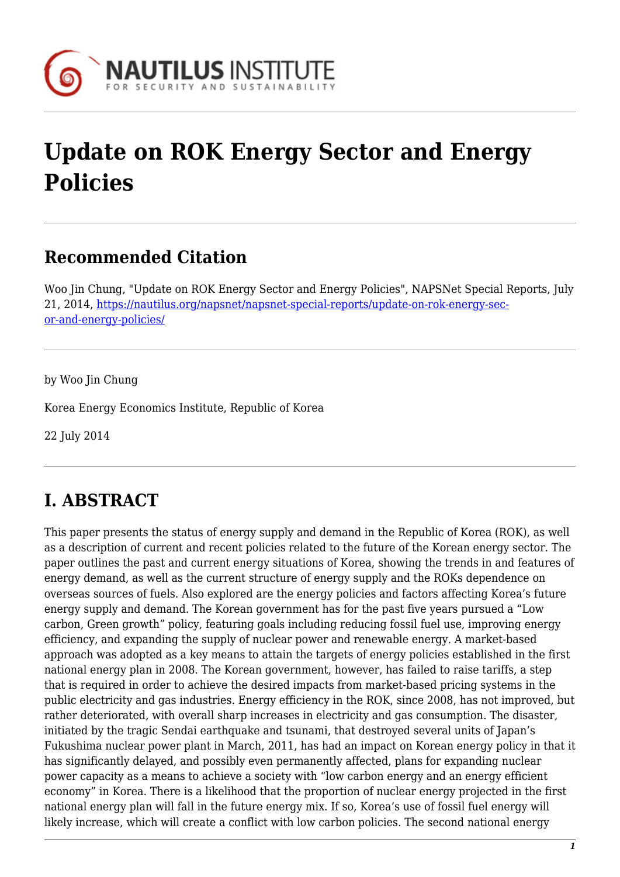# Update on ROK Energy Sector and Energy Policies

## Recommended Citation

Woo Jin Chung, "Update on ROK Energy Sector and Energy Policies", NAPSNet Special Reports, July 21, 2014, https://nautilus.org/napsnet/napsnet-special-reports/update-on-rok-energy-sector-and-energy-policies/

---

by Woo Jin Chung

Korea Energy Economics Institute, Republic of Korea

22 July 2014

---

## I. ABSTRACT

This paper presents the status of energy supply and demand in the Republic of Korea (ROK), as well as a description of current and recent policies related to the future of the Korean energy sector. The paper outlines the past and current energy situations of Korea, showing the trends in and features of energy demand, as well as the current structure of energy supply and the ROKs dependence on overseas sources of fuels. Also explored are the energy policies and factors affecting Korea's future energy supply and demand. The Korean government has for the past five years pursued a "Low carbon, Green growth" policy, featuring goals including reducing fossil fuel use, improving energy efficiency, and expanding the supply of nuclear power and renewable energy. A market-based approach was adopted as a key means to attain the targets of energy policies established in the first national energy plan in 2008. The Korean government, however, has failed to raise tariffs, a step that is required in order to achieve the desired impacts from market-based pricing systems in the public electricity and gas industries. Energy efficiency in the ROK, since 2008, has not improved, but rather deteriorated, with overall sharp increases in electricity and gas consumption. The disaster, initiated by the tragic Sendai earthquake and tsunami, that destroyed several units of Japan's Fukushima nuclear power plant in March, 2011, has had an impact on Korean energy policy in that it has significantly delayed, and possibly even permanently affected, plans for expanding nuclear power capacity as a means to achieve a society with "low carbon energy and an energy efficient economy" in Korea. There is a likelihood that the proportion of nuclear energy projected in the first national energy plan will fall in the future energy mix. If so, Korea's use of fossil fuel energy will likely increase, which will create a conflict with low carbon policies. The second national energy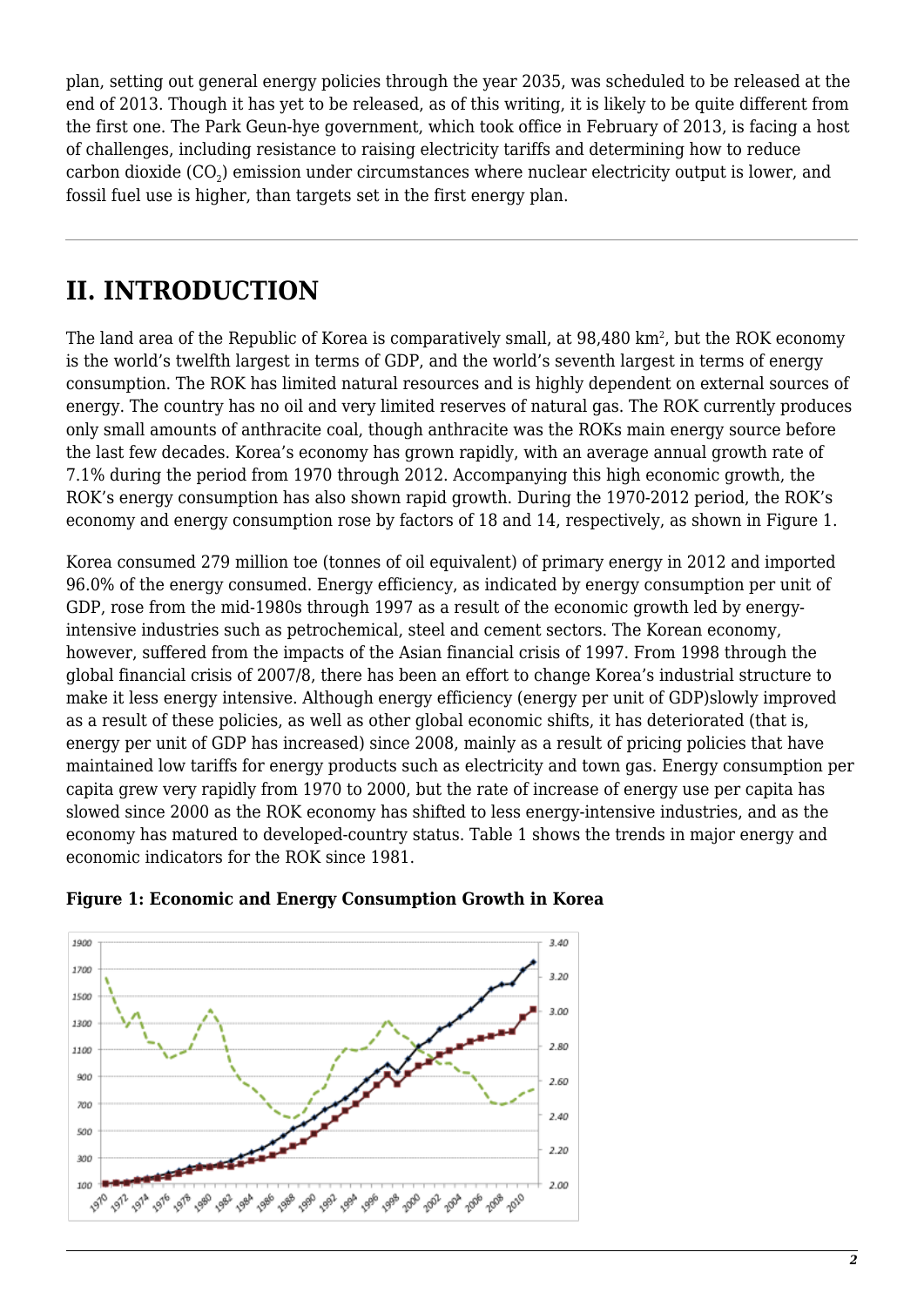plan, setting out general energy policies through the year 2035, was scheduled to be released at the end of 2013. Though it has yet to be released, as of this writing, it is likely to be quite different from the first one. The Park Geun-hye government, which took office in February of 2013, is facing a host of challenges, including resistance to raising electricity tariffs and determining how to reduce carbon dioxide ($CO_2$) emission under circumstances where nuclear electricity output is lower, and fossil fuel use is higher, than targets set in the first energy plan.

## II. INTRODUCTION

The land area of the Republic of Korea is comparatively small, at 98,480 km$^2$, but the ROK economy is the world's twelfth largest in terms of GDP, and the world's seventh largest in terms of energy consumption. The ROK has limited natural resources and is highly dependent on external sources of energy. The country has no oil and very limited reserves of natural gas. The ROK currently produces only small amounts of anthracite coal, though anthracite was the ROKs main energy source before the last few decades. Korea's economy has grown rapidly, with an average annual growth rate of 7.1% during the period from 1970 through 2012. Accompanying this high economic growth, the ROK's energy consumption has also shown rapid growth. During the 1970-2012 period, the ROK's economy and energy consumption rose by factors of 18 and 14, respectively, as shown in Figure 1.

Korea consumed 279 million toe (tonnes of oil equivalent) of primary energy in 2012 and imported 96.0% of the energy consumed. Energy efficiency, as indicated by energy consumption per unit of GDP, rose from the mid-1980s through 1997 as a result of the economic growth led by energy-intensive industries such as petrochemical, steel and cement sectors. The Korean economy, however, suffered from the impacts of the Asian financial crisis of 1997. From 1998 through the global financial crisis of 2007/8, there has been an effort to change Korea's industrial structure to make it less energy intensive. Although energy efficiency (energy per unit of GDP)slowly improved as a result of these policies, as well as other global economic shifts, it has deteriorated (that is, energy per unit of GDP has increased) since 2008, mainly as a result of pricing policies that have maintained low tariffs for energy products such as electricity and town gas. Energy consumption per capita grew very rapidly from 1970 to 2000, but the rate of increase of energy use per capita has slowed since 2000 as the ROK economy has shifted to less energy-intensive industries, and as the economy has matured to developed-country status. Table 1 shows the trends in major energy and economic indicators for the ROK since 1981.

**Figure 1: Economic and Energy Consumption Growth in Korea**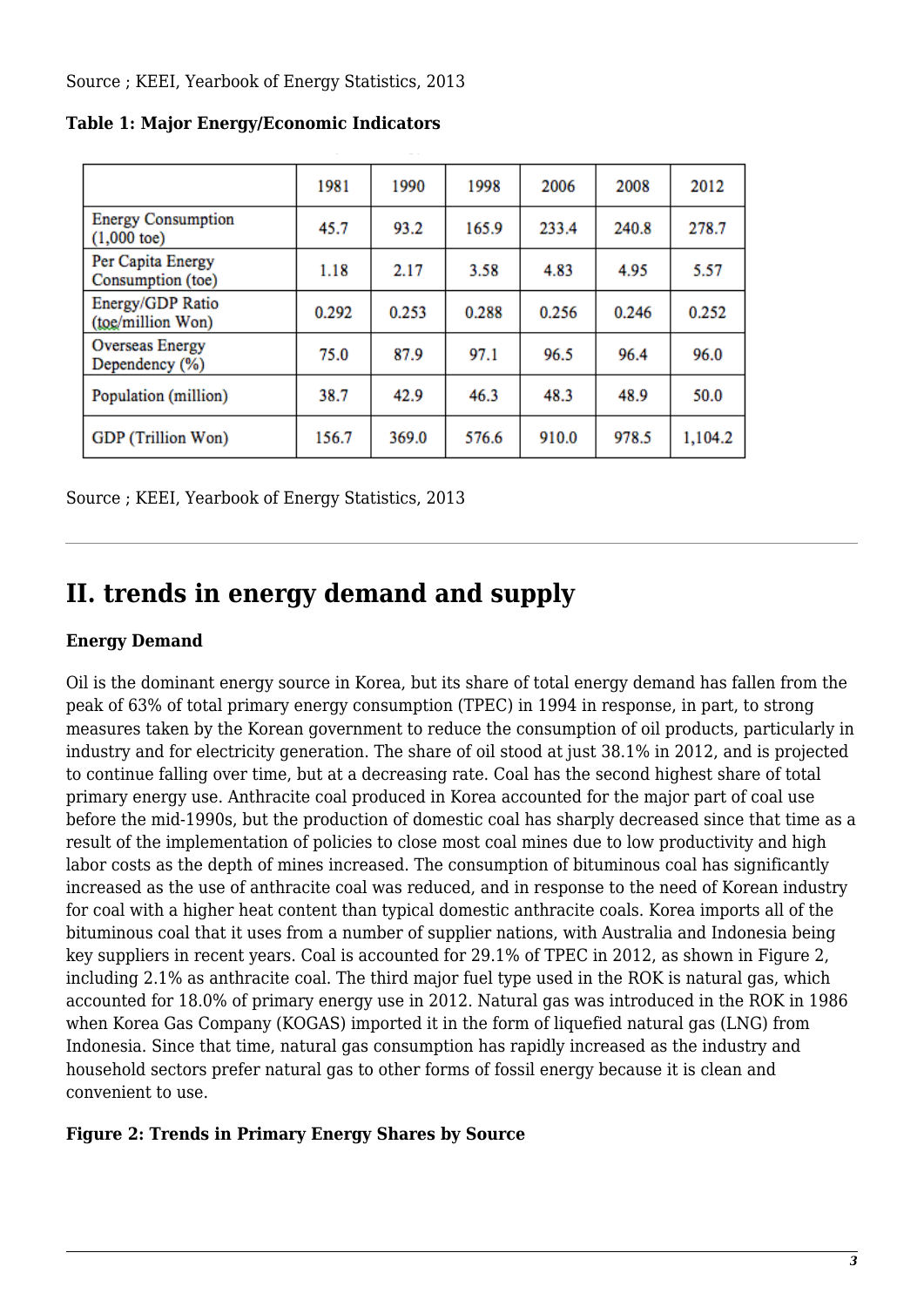Source ; KEEI, Yearbook of Energy Statistics, 2013

**Table 1: Major Energy/Economic Indicators**

| | 1981 | 1990 | 1998 | 2006 | 2008 | 2012 |
|---|---|---|---|---|---|---|
| Energy Consumption (1,000 toe) | 45.7 | 93.2 | 165.9 | 233.4 | 240.8 | 278.7 |
| Per Capita Energy Consumption (toe) | 1.18 | 2.17 | 3.58 | 4.83 | 4.95 | 5.57 |
| Energy/GDP Ratio (toe/million Won) | 0.292 | 0.253 | 0.288 | 0.256 | 0.246 | 0.252 |
| Overseas Energy Dependency (%) | 75.0 | 87.9 | 97.1 | 96.5 | 96.4 | 96.0 |
| Population (million) | 38.7 | 42.9 | 46.3 | 48.3 | 48.9 | 50.0 |
| GDP (Trillion Won) | 156.7 | 369.0 | 576.6 | 910.0 | 978.5 | 1,104.2 |

Source ; KEEI, Yearbook of Energy Statistics, 2013

---

## II. trends in energy demand and supply

**Energy Demand**

Oil is the dominant energy source in Korea, but its share of total energy demand has fallen from the peak of 63% of total primary energy consumption (TPEC) in 1994 in response, in part, to strong measures taken by the Korean government to reduce the consumption of oil products, particularly in industry and for electricity generation. The share of oil stood at just 38.1% in 2012, and is projected to continue falling over time, but at a decreasing rate. Coal has the second highest share of total primary energy use. Anthracite coal produced in Korea accounted for the major part of coal use before the mid-1990s, but the production of domestic coal has sharply decreased since that time as a result of the implementation of policies to close most coal mines due to low productivity and high labor costs as the depth of mines increased. The consumption of bituminous coal has significantly increased as the use of anthracite coal was reduced, and in response to the need of Korean industry for coal with a higher heat content than typical domestic anthracite coals. Korea imports all of the bituminous coal that it uses from a number of supplier nations, with Australia and Indonesia being key suppliers in recent years. Coal is accounted for 29.1% of TPEC in 2012, as shown in Figure 2, including 2.1% as anthracite coal. The third major fuel type used in the ROK is natural gas, which accounted for 18.0% of primary energy use in 2012. Natural gas was introduced in the ROK in 1986 when Korea Gas Company (KOGAS) imported it in the form of liquefied natural gas (LNG) from Indonesia. Since that time, natural gas consumption has rapidly increased as the industry and household sectors prefer natural gas to other forms of fossil energy because it is clean and convenient to use.

**Figure 2: Trends in Primary Energy Shares by Source**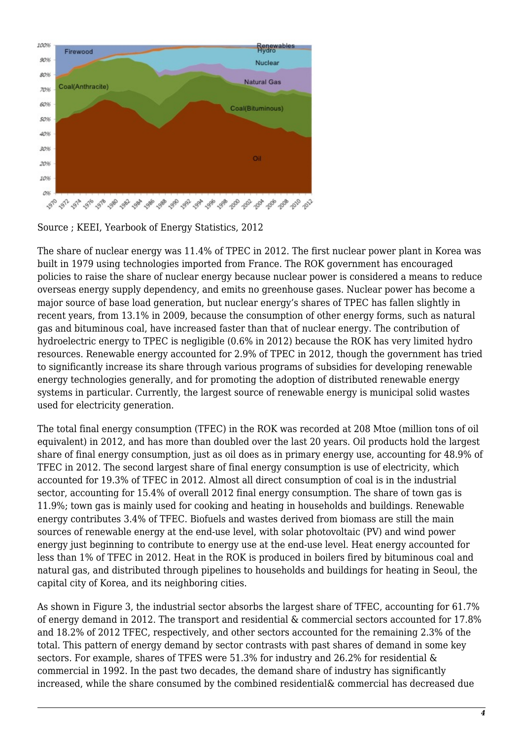Source ; KEEI, Yearbook of Energy Statistics, 2012

The share of nuclear energy was 11.4% of TPEC in 2012. The first nuclear power plant in Korea was built in 1979 using technologies imported from France. The ROK government has encouraged policies to raise the share of nuclear energy because nuclear power is considered a means to reduce overseas energy supply dependency, and emits no greenhouse gases. Nuclear power has become a major source of base load generation, but nuclear energy's shares of TPEC has fallen slightly in recent years, from 13.1% in 2009, because the consumption of other energy forms, such as natural gas and bituminous coal, have increased faster than that of nuclear energy. The contribution of hydroelectric energy to TPEC is negligible (0.6% in 2012) because the ROK has very limited hydro resources. Renewable energy accounted for 2.9% of TPEC in 2012, though the government has tried to significantly increase its share through various programs of subsidies for developing renewable energy technologies generally, and for promoting the adoption of distributed renewable energy systems in particular. Currently, the largest source of renewable energy is municipal solid wastes used for electricity generation.

The total final energy consumption (TFEC) in the ROK was recorded at 208 Mtoe (million tons of oil equivalent) in 2012, and has more than doubled over the last 20 years. Oil products hold the largest share of final energy consumption, just as oil does as in primary energy use, accounting for 48.9% of TFEC in 2012. The second largest share of final energy consumption is use of electricity, which accounted for 19.3% of TFEC in 2012. Almost all direct consumption of coal is in the industrial sector, accounting for 15.4% of overall 2012 final energy consumption. The share of town gas is 11.9%; town gas is mainly used for cooking and heating in households and buildings. Renewable energy contributes 3.4% of TFEC. Biofuels and wastes derived from biomass are still the main sources of renewable energy at the end-use level, with solar photovoltaic (PV) and wind power energy just beginning to contribute to energy use at the end-use level. Heat energy accounted for less than 1% of TFEC in 2012. Heat in the ROK is produced in boilers fired by bituminous coal and natural gas, and distributed through pipelines to households and buildings for heating in Seoul, the capital city of Korea, and its neighboring cities.

As shown in Figure 3, the industrial sector absorbs the largest share of TFEC, accounting for 61.7% of energy demand in 2012. The transport and residential & commercial sectors accounted for 17.8% and 18.2% of 2012 TFEC, respectively, and other sectors accounted for the remaining 2.3% of the total. This pattern of energy demand by sector contrasts with past shares of demand in some key sectors. For example, shares of TFES were 51.3% for industry and 26.2% for residential & commercial in 1992. In the past two decades, the demand share of industry has significantly increased, while the share consumed by the combined residential& commercial has decreased due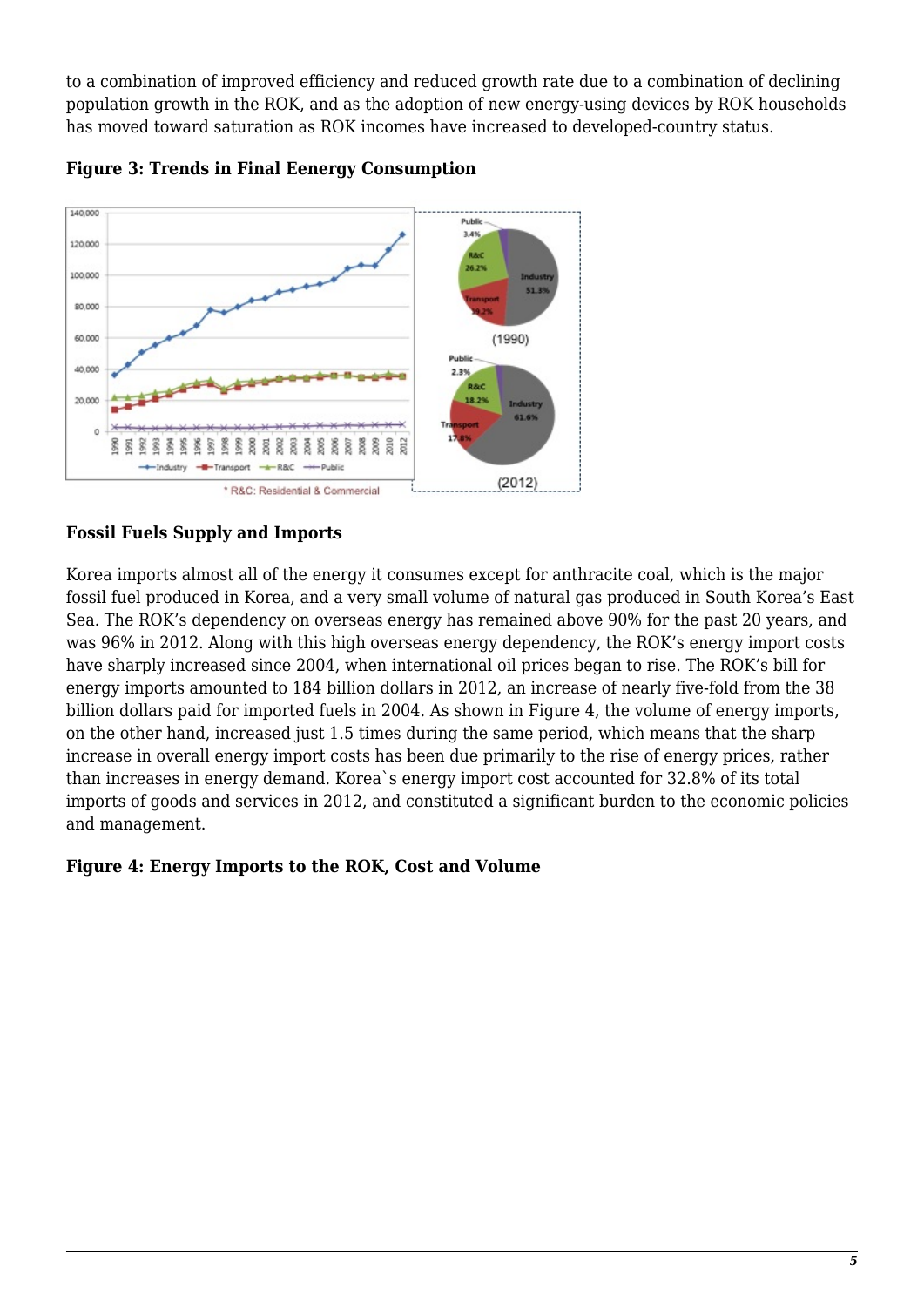to a combination of improved efficiency and reduced growth rate due to a combination of declining population growth in the ROK, and as the adoption of new energy-using devices by ROK households has moved toward saturation as ROK incomes have increased to developed-country status.

**Figure 3: Trends in Final Eenergy Consumption**

### Fossil Fuels Supply and Imports

Korea imports almost all of the energy it consumes except for anthracite coal, which is the major fossil fuel produced in Korea, and a very small volume of natural gas produced in South Korea's East Sea. The ROK's dependency on overseas energy has remained above 90% for the past 20 years, and was 96% in 2012. Along with this high overseas energy dependency, the ROK's energy import costs have sharply increased since 2004, when international oil prices began to rise. The ROK's bill for energy imports amounted to 184 billion dollars in 2012, an increase of nearly five-fold from the 38 billion dollars paid for imported fuels in 2004. As shown in Figure 4, the volume of energy imports, on the other hand, increased just 1.5 times during the same period, which means that the sharp increase in overall energy import costs has been due primarily to the rise of energy prices, rather than increases in energy demand. Korea`s energy import cost accounted for 32.8% of its total imports of goods and services in 2012, and constituted a significant burden to the economic policies and management.

**Figure 4: Energy Imports to the ROK, Cost and Volume**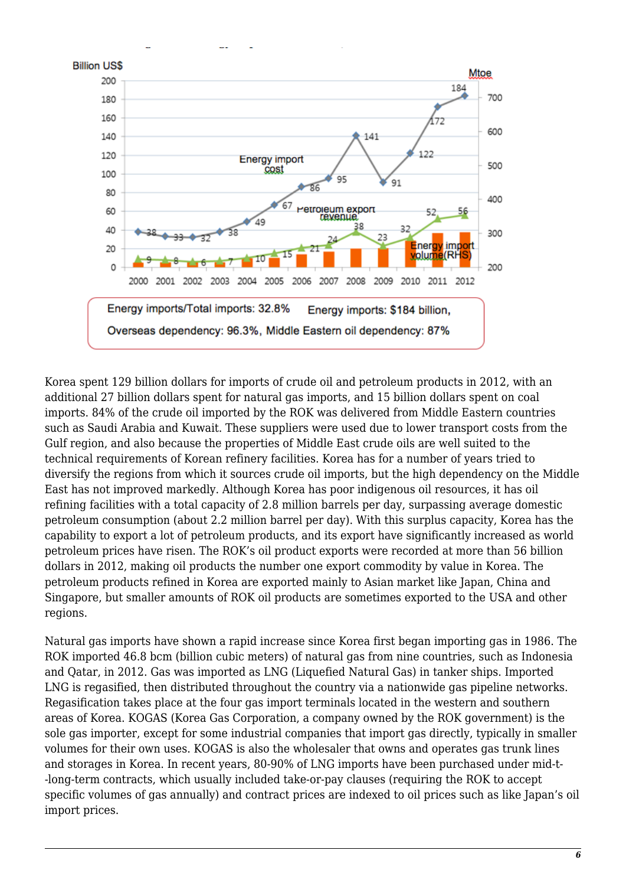Energy imports/Total imports: 32.8%   Energy imports: $184 billion,

Overseas dependency: 96.3%, Middle Eastern oil dependency: 87%

Korea spent 129 billion dollars for imports of crude oil and petroleum products in 2012, with an additional 27 billion dollars spent for natural gas imports, and 15 billion dollars spent on coal imports. 84% of the crude oil imported by the ROK was delivered from Middle Eastern countries such as Saudi Arabia and Kuwait. These suppliers were used due to lower transport costs from the Gulf region, and also because the properties of Middle East crude oils are well suited to the technical requirements of Korean refinery facilities. Korea has for a number of years tried to diversify the regions from which it sources crude oil imports, but the high dependency on the Middle East has not improved markedly. Although Korea has poor indigenous oil resources, it has oil refining facilities with a total capacity of 2.8 million barrels per day, surpassing average domestic petroleum consumption (about 2.2 million barrel per day). With this surplus capacity, Korea has the capability to export a lot of petroleum products, and its export have significantly increased as world petroleum prices have risen. The ROK's oil product exports were recorded at more than 56 billion dollars in 2012, making oil products the number one export commodity by value in Korea. The petroleum products refined in Korea are exported mainly to Asian market like Japan, China and Singapore, but smaller amounts of ROK oil products are sometimes exported to the USA and other regions.

Natural gas imports have shown a rapid increase since Korea first began importing gas in 1986. The ROK imported 46.8 bcm (billion cubic meters) of natural gas from nine countries, such as Indonesia and Qatar, in 2012. Gas was imported as LNG (Liquefied Natural Gas) in tanker ships. Imported LNG is regasified, then distributed throughout the country via a nationwide gas pipeline networks. Regasification takes place at the four gas import terminals located in the western and southern areas of Korea. KOGAS (Korea Gas Corporation, a company owned by the ROK government) is the sole gas importer, except for some industrial companies that import gas directly, typically in smaller volumes for their own uses. KOGAS is also the wholesaler that owns and operates gas trunk lines and storages in Korea. In recent years, 80-90% of LNG imports have been purchased under mid-t--long-term contracts, which usually included take-or-pay clauses (requiring the ROK to accept specific volumes of gas annually) and contract prices are indexed to oil prices such as like Japan's oil import prices.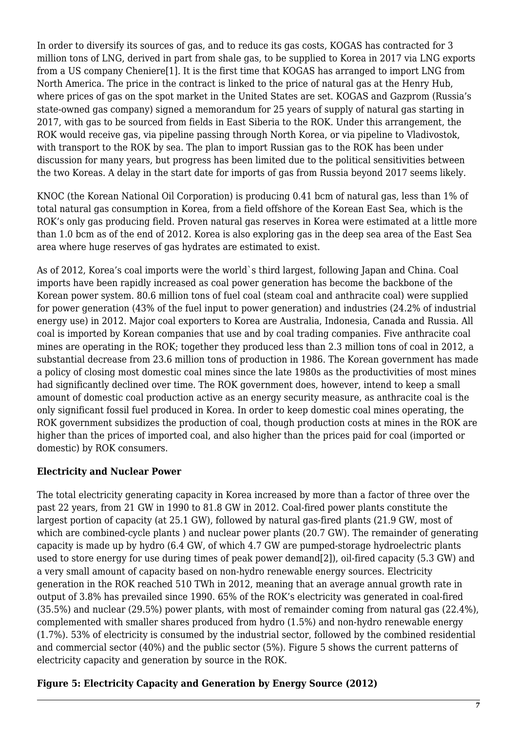In order to diversify its sources of gas, and to reduce its gas costs, KOGAS has contracted for 3 million tons of LNG, derived in part from shale gas, to be supplied to Korea in 2017 via LNG exports from a US company Cheniere[1]. It is the first time that KOGAS has arranged to import LNG from North America. The price in the contract is linked to the price of natural gas at the Henry Hub, where prices of gas on the spot market in the United States are set. KOGAS and Gazprom (Russia's state-owned gas company) signed a memorandum for 25 years of supply of natural gas starting in 2017, with gas to be sourced from fields in East Siberia to the ROK. Under this arrangement, the ROK would receive gas, via pipeline passing through North Korea, or via pipeline to Vladivostok, with transport to the ROK by sea. The plan to import Russian gas to the ROK has been under discussion for many years, but progress has been limited due to the political sensitivities between the two Koreas. A delay in the start date for imports of gas from Russia beyond 2017 seems likely.

KNOC (the Korean National Oil Corporation) is producing 0.41 bcm of natural gas, less than 1% of total natural gas consumption in Korea, from a field offshore of the Korean East Sea, which is the ROK's only gas producing field. Proven natural gas reserves in Korea were estimated at a little more than 1.0 bcm as of the end of 2012. Korea is also exploring gas in the deep sea area of the East Sea area where huge reserves of gas hydrates are estimated to exist.

As of 2012, Korea's coal imports were the world`s third largest, following Japan and China. Coal imports have been rapidly increased as coal power generation has become the backbone of the Korean power system. 80.6 million tons of fuel coal (steam coal and anthracite coal) were supplied for power generation (43% of the fuel input to power generation) and industries (24.2% of industrial energy use) in 2012. Major coal exporters to Korea are Australia, Indonesia, Canada and Russia. All coal is imported by Korean companies that use and by coal trading companies. Five anthracite coal mines are operating in the ROK; together they produced less than 2.3 million tons of coal in 2012, a substantial decrease from 23.6 million tons of production in 1986. The Korean government has made a policy of closing most domestic coal mines since the late 1980s as the productivities of most mines had significantly declined over time. The ROK government does, however, intend to keep a small amount of domestic coal production active as an energy security measure, as anthracite coal is the only significant fossil fuel produced in Korea. In order to keep domestic coal mines operating, the ROK government subsidizes the production of coal, though production costs at mines in the ROK are higher than the prices of imported coal, and also higher than the prices paid for coal (imported or domestic) by ROK consumers.

**Electricity and Nuclear Power**

The total electricity generating capacity in Korea increased by more than a factor of three over the past 22 years, from 21 GW in 1990 to 81.8 GW in 2012. Coal-fired power plants constitute the largest portion of capacity (at 25.1 GW), followed by natural gas-fired plants (21.9 GW, most of which are combined-cycle plants ) and nuclear power plants (20.7 GW). The remainder of generating capacity is made up by hydro (6.4 GW, of which 4.7 GW are pumped-storage hydroelectric plants used to store energy for use during times of peak power demand[2]), oil-fired capacity (5.3 GW) and a very small amount of capacity based on non-hydro renewable energy sources. Electricity generation in the ROK reached 510 TWh in 2012, meaning that an average annual growth rate in output of 3.8% has prevailed since 1990. 65% of the ROK's electricity was generated in coal-fired (35.5%) and nuclear (29.5%) power plants, with most of remainder coming from natural gas (22.4%), complemented with smaller shares produced from hydro (1.5%) and non-hydro renewable energy (1.7%). 53% of electricity is consumed by the industrial sector, followed by the combined residential and commercial sector (40%) and the public sector (5%). Figure 5 shows the current patterns of electricity capacity and generation by source in the ROK.

**Figure 5: Electricity Capacity and Generation by Energy Source (2012)**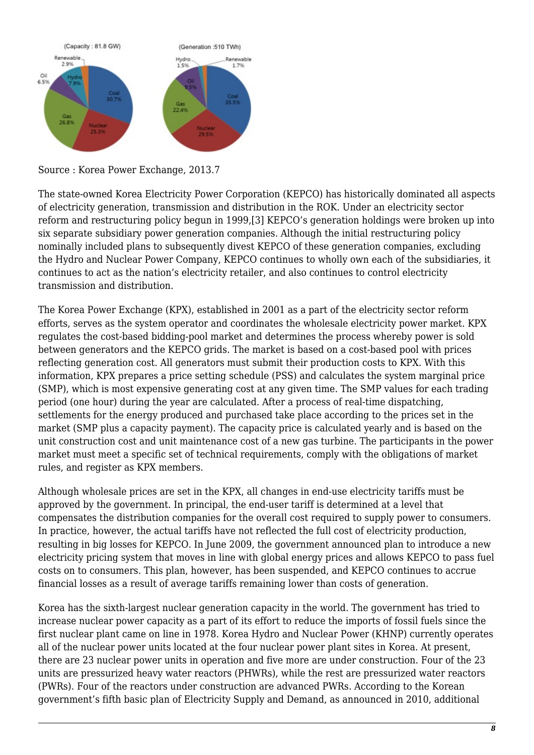Source : Korea Power Exchange, 2013.7

The state-owned Korea Electricity Power Corporation (KEPCO) has historically dominated all aspects of electricity generation, transmission and distribution in the ROK. Under an electricity sector reform and restructuring policy begun in 1999,[3] KEPCO's generation holdings were broken up into six separate subsidiary power generation companies. Although the initial restructuring policy nominally included plans to subsequently divest KEPCO of these generation companies, excluding the Hydro and Nuclear Power Company, KEPCO continues to wholly own each of the subsidiaries, it continues to act as the nation's electricity retailer, and also continues to control electricity transmission and distribution.

The Korea Power Exchange (KPX), established in 2001 as a part of the electricity sector reform efforts, serves as the system operator and coordinates the wholesale electricity power market. KPX regulates the cost-based bidding-pool market and determines the process whereby power is sold between generators and the KEPCO grids. The market is based on a cost-based pool with prices reflecting generation cost. All generators must submit their production costs to KPX. With this information, KPX prepares a price setting schedule (PSS) and calculates the system marginal price (SMP), which is most expensive generating cost at any given time. The SMP values for each trading period (one hour) during the year are calculated. After a process of real-time dispatching, settlements for the energy produced and purchased take place according to the prices set in the market (SMP plus a capacity payment). The capacity price is calculated yearly and is based on the unit construction cost and unit maintenance cost of a new gas turbine. The participants in the power market must meet a specific set of technical requirements, comply with the obligations of market rules, and register as KPX members.

Although wholesale prices are set in the KPX, all changes in end-use electricity tariffs must be approved by the government. In principal, the end-user tariff is determined at a level that compensates the distribution companies for the overall cost required to supply power to consumers. In practice, however, the actual tariffs have not reflected the full cost of electricity production, resulting in big losses for KEPCO. In June 2009, the government announced plan to introduce a new electricity pricing system that moves in line with global energy prices and allows KEPCO to pass fuel costs on to consumers. This plan, however, has been suspended, and KEPCO continues to accrue financial losses as a result of average tariffs remaining lower than costs of generation.

Korea has the sixth-largest nuclear generation capacity in the world. The government has tried to increase nuclear power capacity as a part of its effort to reduce the imports of fossil fuels since the first nuclear plant came on line in 1978. Korea Hydro and Nuclear Power (KHNP) currently operates all of the nuclear power units located at the four nuclear power plant sites in Korea. At present, there are 23 nuclear power units in operation and five more are under construction. Four of the 23 units are pressurized heavy water reactors (PHWRs), while the rest are pressurized water reactors (PWRs). Four of the reactors under construction are advanced PWRs. According to the Korean government's fifth basic plan of Electricity Supply and Demand, as announced in 2010, additional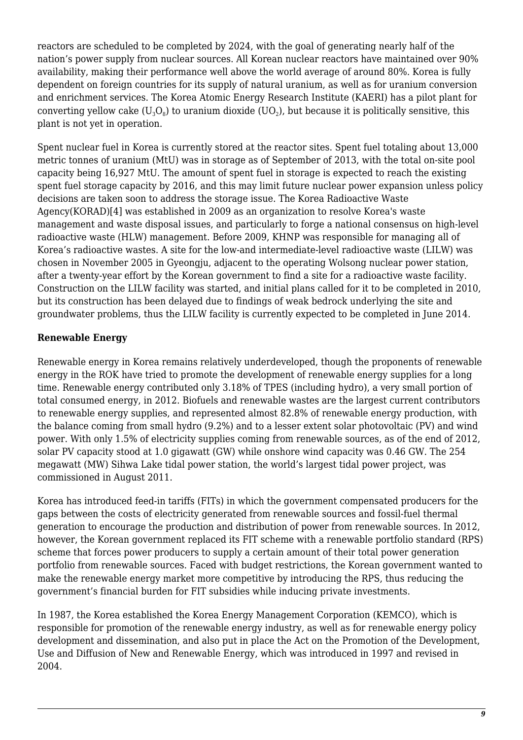reactors are scheduled to be completed by 2024, with the goal of generating nearly half of the nation's power supply from nuclear sources. All Korean nuclear reactors have maintained over 90% availability, making their performance well above the world average of around 80%. Korea is fully dependent on foreign countries for its supply of natural uranium, as well as for uranium conversion and enrichment services. The Korea Atomic Energy Research Institute (KAERI) has a pilot plant for converting yellow cake ($U_3O_8$) to uranium dioxide ($UO_2$), but because it is politically sensitive, this plant is not yet in operation.

Spent nuclear fuel in Korea is currently stored at the reactor sites. Spent fuel totaling about 13,000 metric tonnes of uranium (MtU) was in storage as of September of 2013, with the total on-site pool capacity being 16,927 MtU. The amount of spent fuel in storage is expected to reach the existing spent fuel storage capacity by 2016, and this may limit future nuclear power expansion unless policy decisions are taken soon to address the storage issue. The Korea Radioactive Waste Agency(KORAD)[4] was established in 2009 as an organization to resolve Korea's waste management and waste disposal issues, and particularly to forge a national consensus on high-level radioactive waste (HLW) management. Before 2009, KHNP was responsible for managing all of Korea's radioactive wastes. A site for the low-and intermediate-level radioactive waste (LILW) was chosen in November 2005 in Gyeongju, adjacent to the operating Wolsong nuclear power station, after a twenty-year effort by the Korean government to find a site for a radioactive waste facility. Construction on the LILW facility was started, and initial plans called for it to be completed in 2010, but its construction has been delayed due to findings of weak bedrock underlying the site and groundwater problems, thus the LILW facility is currently expected to be completed in June 2014.

**Renewable Energy**

Renewable energy in Korea remains relatively underdeveloped, though the proponents of renewable energy in the ROK have tried to promote the development of renewable energy supplies for a long time. Renewable energy contributed only 3.18% of TPES (including hydro), a very small portion of total consumed energy, in 2012. Biofuels and renewable wastes are the largest current contributors to renewable energy supplies, and represented almost 82.8% of renewable energy production, with the balance coming from small hydro (9.2%) and to a lesser extent solar photovoltaic (PV) and wind power. With only 1.5% of electricity supplies coming from renewable sources, as of the end of 2012, solar PV capacity stood at 1.0 gigawatt (GW) while onshore wind capacity was 0.46 GW. The 254 megawatt (MW) Sihwa Lake tidal power station, the world's largest tidal power project, was commissioned in August 2011.

Korea has introduced feed-in tariffs (FITs) in which the government compensated producers for the gaps between the costs of electricity generated from renewable sources and fossil-fuel thermal generation to encourage the production and distribution of power from renewable sources. In 2012, however, the Korean government replaced its FIT scheme with a renewable portfolio standard (RPS) scheme that forces power producers to supply a certain amount of their total power generation portfolio from renewable sources. Faced with budget restrictions, the Korean government wanted to make the renewable energy market more competitive by introducing the RPS, thus reducing the government's financial burden for FIT subsidies while inducing private investments.

In 1987, the Korea established the Korea Energy Management Corporation (KEMCO), which is responsible for promotion of the renewable energy industry, as well as for renewable energy policy development and dissemination, and also put in place the Act on the Promotion of the Development, Use and Diffusion of New and Renewable Energy, which was introduced in 1997 and revised in 2004.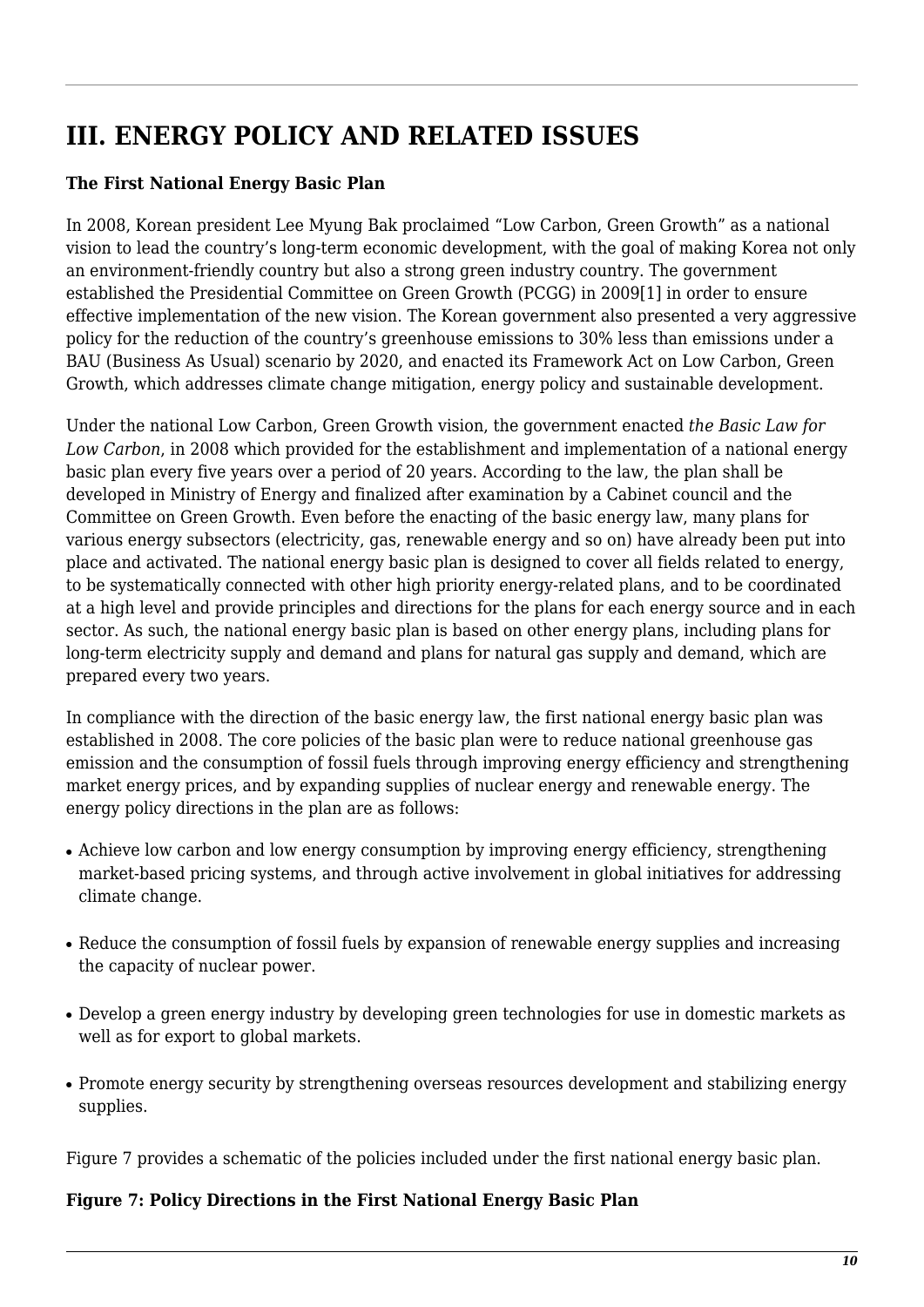# III. ENERGY POLICY AND RELATED ISSUES

**The First National Energy Basic Plan**

In 2008, Korean president Lee Myung Bak proclaimed “Low Carbon, Green Growth” as a national vision to lead the country’s long-term economic development, with the goal of making Korea not only an environment-friendly country but also a strong green industry country. The government established the Presidential Committee on Green Growth (PCGG) in 2009[1] in order to ensure effective implementation of the new vision. The Korean government also presented a very aggressive policy for the reduction of the country’s greenhouse emissions to 30% less than emissions under a BAU (Business As Usual) scenario by 2020, and enacted its Framework Act on Low Carbon, Green Growth, which addresses climate change mitigation, energy policy and sustainable development.

Under the national Low Carbon, Green Growth vision, the government enacted *the Basic Law for Low Carbon*, in 2008 which provided for the establishment and implementation of a national energy basic plan every five years over a period of 20 years. According to the law, the plan shall be developed in Ministry of Energy and finalized after examination by a Cabinet council and the Committee on Green Growth. Even before the enacting of the basic energy law, many plans for various energy subsectors (electricity, gas, renewable energy and so on) have already been put into place and activated. The national energy basic plan is designed to cover all fields related to energy, to be systematically connected with other high priority energy-related plans, and to be coordinated at a high level and provide principles and directions for the plans for each energy source and in each sector. As such, the national energy basic plan is based on other energy plans, including plans for long-term electricity supply and demand and plans for natural gas supply and demand, which are prepared every two years.

In compliance with the direction of the basic energy law, the first national energy basic plan was established in 2008. The core policies of the basic plan were to reduce national greenhouse gas emission and the consumption of fossil fuels through improving energy efficiency and strengthening market energy prices, and by expanding supplies of nuclear energy and renewable energy. The energy policy directions in the plan are as follows:

- Achieve low carbon and low energy consumption by improving energy efficiency, strengthening market-based pricing systems, and through active involvement in global initiatives for addressing climate change.
- Reduce the consumption of fossil fuels by expansion of renewable energy supplies and increasing the capacity of nuclear power.
- Develop a green energy industry by developing green technologies for use in domestic markets as well as for export to global markets.
- Promote energy security by strengthening overseas resources development and stabilizing energy supplies.

Figure 7 provides a schematic of the policies included under the first national energy basic plan.

**Figure 7: Policy Directions in the First National Energy Basic Plan**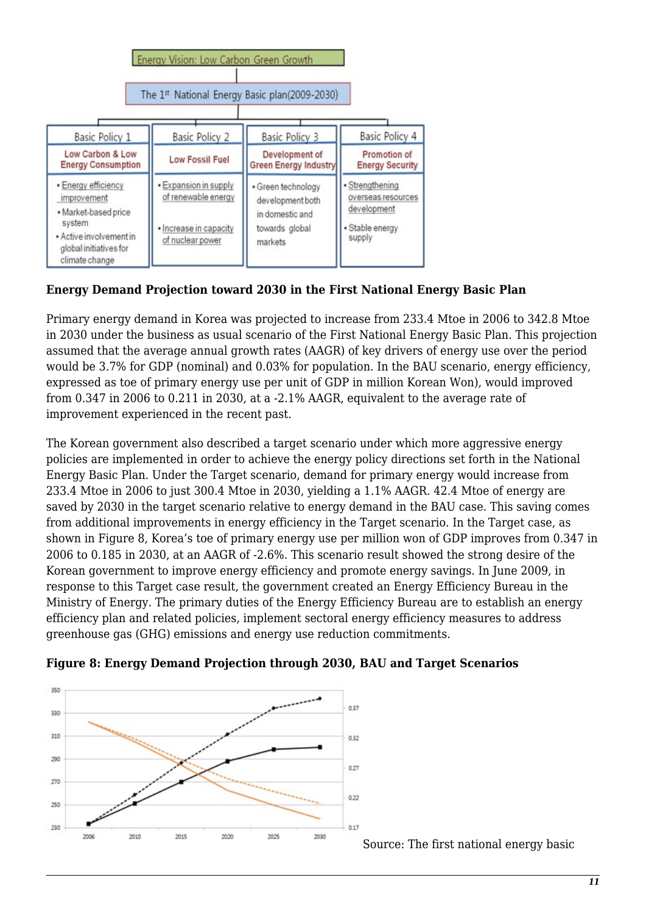Energy Vision: Low Carbon Green Growth

The 1st National Energy Basic plan(2009-2030)

| Basic Policy 1 | Basic Policy 2 | Basic Policy 3 | Basic Policy 4 |
|---|---|---|---|
| Low Carbon & Low Energy Consumption | Low Fossil Fuel | Development of Green Energy Industry | Promotion of Energy Security |
| • Energy efficiency improvement<br>• Market-based price system<br>• Active involvement in global initiatives for climate change | • Expansion in supply of renewable energy<br>• Increase in capacity of nuclear power | • Green technology development both in domestic and towards global markets | • Strengthening overseas resources development<br>• Stable energy supply |

**Energy Demand Projection toward 2030 in the First National Energy Basic Plan**

Primary energy demand in Korea was projected to increase from 233.4 Mtoe in 2006 to 342.8 Mtoe in 2030 under the business as usual scenario of the First National Energy Basic Plan. This projection assumed that the average annual growth rates (AAGR) of key drivers of energy use over the period would be 3.7% for GDP (nominal) and 0.03% for population. In the BAU scenario, energy efficiency, expressed as toe of primary energy use per unit of GDP in million Korean Won), would improved from 0.347 in 2006 to 0.211 in 2030, at a -2.1% AAGR, equivalent to the average rate of improvement experienced in the recent past.

The Korean government also described a target scenario under which more aggressive energy policies are implemented in order to achieve the energy policy directions set forth in the National Energy Basic Plan. Under the Target scenario, demand for primary energy would increase from 233.4 Mtoe in 2006 to just 300.4 Mtoe in 2030, yielding a 1.1% AAGR. 42.4 Mtoe of energy are saved by 2030 in the target scenario relative to energy demand in the BAU case. This saving comes from additional improvements in energy efficiency in the Target scenario. In the Target case, as shown in Figure 8, Korea's toe of primary energy use per million won of GDP improves from 0.347 in 2006 to 0.185 in 2030, at an AAGR of -2.6%. This scenario result showed the strong desire of the Korean government to improve energy efficiency and promote energy savings. In June 2009, in response to this Target case result, the government created an Energy Efficiency Bureau in the Ministry of Energy. The primary duties of the Energy Efficiency Bureau are to establish an energy efficiency plan and related policies, implement sectoral energy efficiency measures to address greenhouse gas (GHG) emissions and energy use reduction commitments.

**Figure 8: Energy Demand Projection through 2030, BAU and Target Scenarios**

Source: The first national energy basic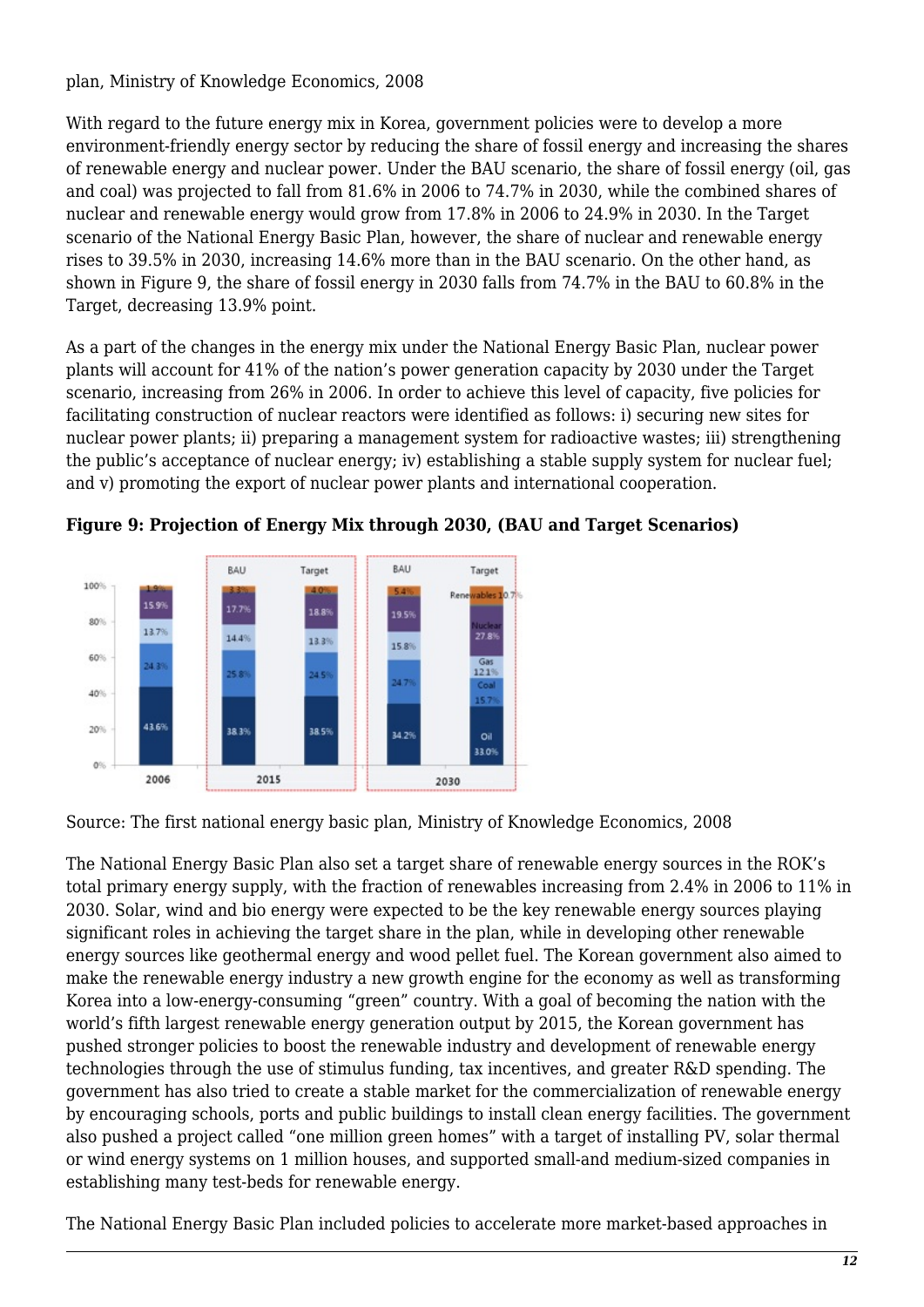plan, Ministry of Knowledge Economics, 2008

With regard to the future energy mix in Korea, government policies were to develop a more environment-friendly energy sector by reducing the share of fossil energy and increasing the shares of renewable energy and nuclear power. Under the BAU scenario, the share of fossil energy (oil, gas and coal) was projected to fall from 81.6% in 2006 to 74.7% in 2030, while the combined shares of nuclear and renewable energy would grow from 17.8% in 2006 to 24.9% in 2030. In the Target scenario of the National Energy Basic Plan, however, the share of nuclear and renewable energy rises to 39.5% in 2030, increasing 14.6% more than in the BAU scenario. On the other hand, as shown in Figure 9, the share of fossil energy in 2030 falls from 74.7% in the BAU to 60.8% in the Target, decreasing 13.9% point.

As a part of the changes in the energy mix under the National Energy Basic Plan, nuclear power plants will account for 41% of the nation's power generation capacity by 2030 under the Target scenario, increasing from 26% in 2006. In order to achieve this level of capacity, five policies for facilitating construction of nuclear reactors were identified as follows: i) securing new sites for nuclear power plants; ii) preparing a management system for radioactive wastes; iii) strengthening the public's acceptance of nuclear energy; iv) establishing a stable supply system for nuclear fuel; and v) promoting the export of nuclear power plants and international cooperation.

**Figure 9: Projection of Energy Mix through 2030, (BAU and Target Scenarios)**

| | 2006 | 2015 BAU | 2015 Target | 2030 BAU | 2030 Target |
|---|---|---|---|---|---|
| Renewables | 1.9% | 3.3% | 4.0% | 5.4% | 10.7% |
| Nuclear | 15.9% | 17.7% | 18.8% | 19.5% | 27.8% |
| Gas | 13.7% | 14.4% | 13.3% | 15.8% | 12.1% |
| Coal | 24.3% | 25.8% | 24.5% | 24.7% | 15.7% |
| Oil | 43.6% | 38.3% | 38.5% | 34.2% | 33.0% |

Source: The first national energy basic plan, Ministry of Knowledge Economics, 2008

The National Energy Basic Plan also set a target share of renewable energy sources in the ROK's total primary energy supply, with the fraction of renewables increasing from 2.4% in 2006 to 11% in 2030. Solar, wind and bio energy were expected to be the key renewable energy sources playing significant roles in achieving the target share in the plan, while in developing other renewable energy sources like geothermal energy and wood pellet fuel. The Korean government also aimed to make the renewable energy industry a new growth engine for the economy as well as transforming Korea into a low-energy-consuming "green" country. With a goal of becoming the nation with the world's fifth largest renewable energy generation output by 2015, the Korean government has pushed stronger policies to boost the renewable industry and development of renewable energy technologies through the use of stimulus funding, tax incentives, and greater R&D spending. The government has also tried to create a stable market for the commercialization of renewable energy by encouraging schools, ports and public buildings to install clean energy facilities. The government also pushed a project called "one million green homes" with a target of installing PV, solar thermal or wind energy systems on 1 million houses, and supported small-and medium-sized companies in establishing many test-beds for renewable energy.

The National Energy Basic Plan included policies to accelerate more market-based approaches in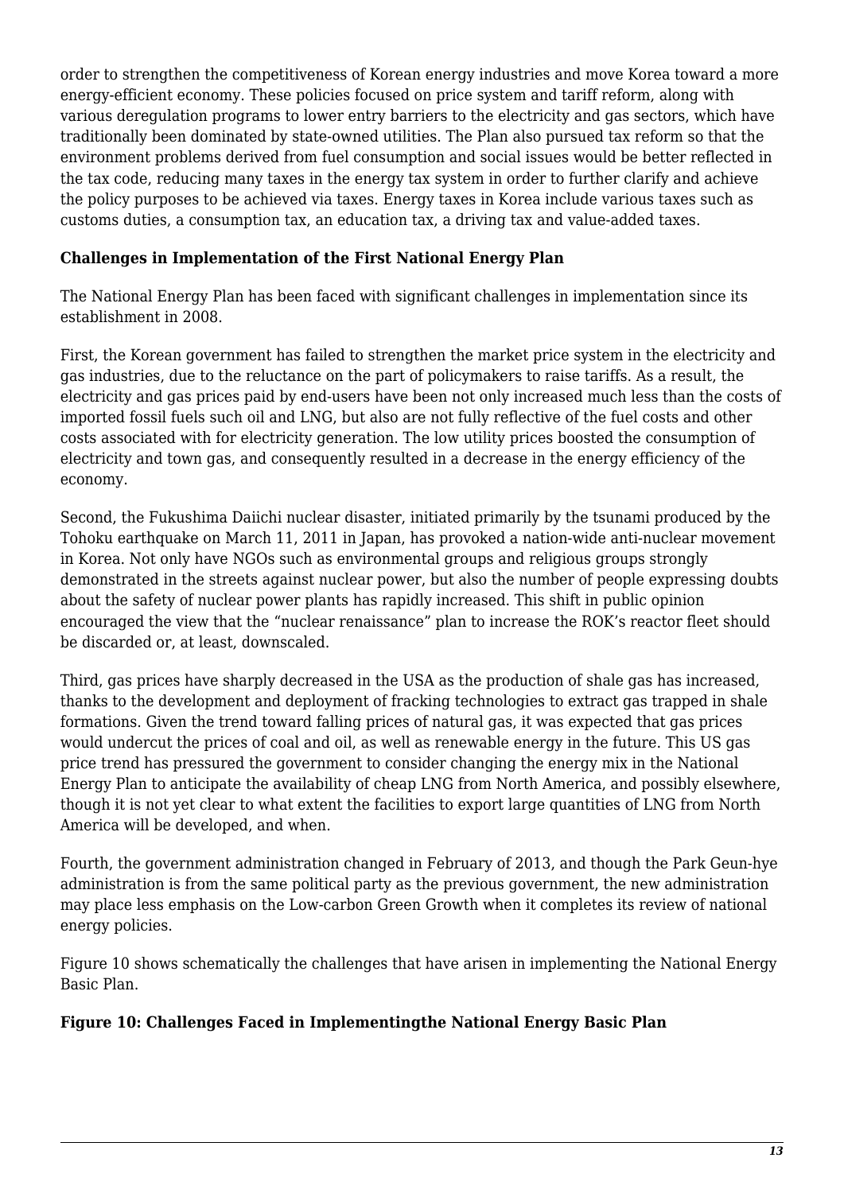order to strengthen the competitiveness of Korean energy industries and move Korea toward a more energy-efficient economy. These policies focused on price system and tariff reform, along with various deregulation programs to lower entry barriers to the electricity and gas sectors, which have traditionally been dominated by state-owned utilities. The Plan also pursued tax reform so that the environment problems derived from fuel consumption and social issues would be better reflected in the tax code, reducing many taxes in the energy tax system in order to further clarify and achieve the policy purposes to be achieved via taxes. Energy taxes in Korea include various taxes such as customs duties, a consumption tax, an education tax, a driving tax and value-added taxes.

**Challenges in Implementation of the First National Energy Plan**

The National Energy Plan has been faced with significant challenges in implementation since its establishment in 2008.

First, the Korean government has failed to strengthen the market price system in the electricity and gas industries, due to the reluctance on the part of policymakers to raise tariffs. As a result, the electricity and gas prices paid by end-users have been not only increased much less than the costs of imported fossil fuels such oil and LNG, but also are not fully reflective of the fuel costs and other costs associated with for electricity generation. The low utility prices boosted the consumption of electricity and town gas, and consequently resulted in a decrease in the energy efficiency of the economy.

Second, the Fukushima Daiichi nuclear disaster, initiated primarily by the tsunami produced by the Tohoku earthquake on March 11, 2011 in Japan, has provoked a nation-wide anti-nuclear movement in Korea. Not only have NGOs such as environmental groups and religious groups strongly demonstrated in the streets against nuclear power, but also the number of people expressing doubts about the safety of nuclear power plants has rapidly increased. This shift in public opinion encouraged the view that the "nuclear renaissance" plan to increase the ROK's reactor fleet should be discarded or, at least, downscaled.

Third, gas prices have sharply decreased in the USA as the production of shale gas has increased, thanks to the development and deployment of fracking technologies to extract gas trapped in shale formations. Given the trend toward falling prices of natural gas, it was expected that gas prices would undercut the prices of coal and oil, as well as renewable energy in the future. This US gas price trend has pressured the government to consider changing the energy mix in the National Energy Plan to anticipate the availability of cheap LNG from North America, and possibly elsewhere, though it is not yet clear to what extent the facilities to export large quantities of LNG from North America will be developed, and when.

Fourth, the government administration changed in February of 2013, and though the Park Geun-hye administration is from the same political party as the previous government, the new administration may place less emphasis on the Low-carbon Green Growth when it completes its review of national energy policies.

Figure 10 shows schematically the challenges that have arisen in implementing the National Energy Basic Plan.

**Figure 10: Challenges Faced in Implementingthe National Energy Basic Plan**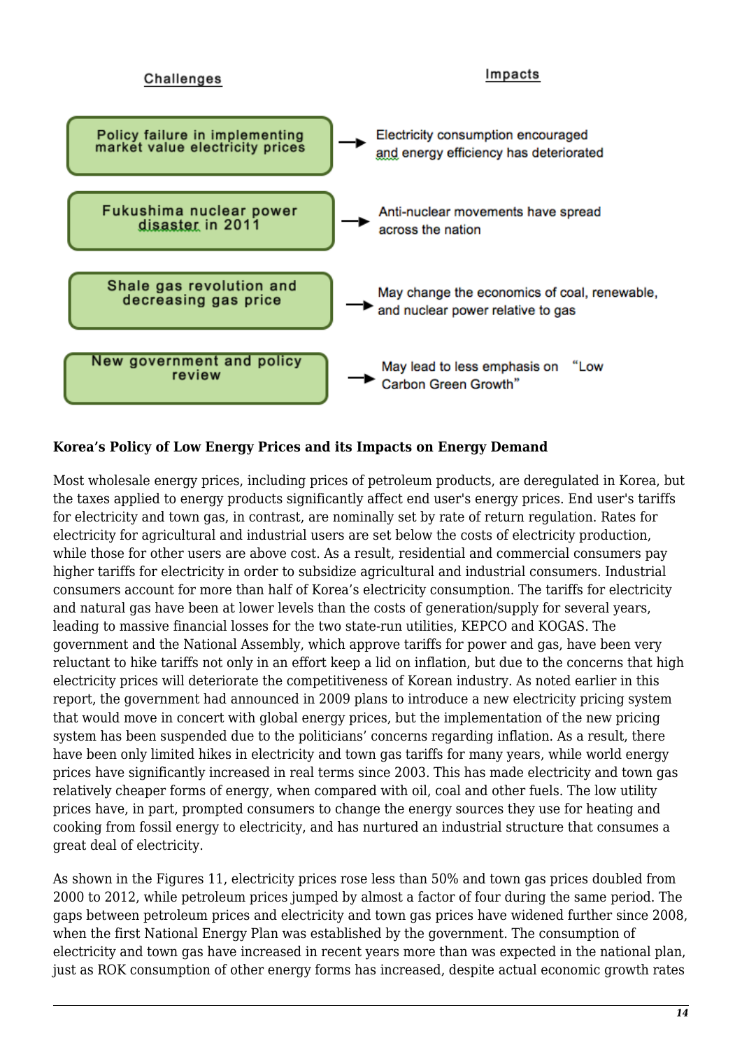| Challenges | Impacts |
| --- | --- |
| Policy failure in implementing market value electricity prices | Electricity consumption encouraged and energy efficiency has deteriorated |
| Fukushima nuclear power disaster in 2011 | Anti-nuclear movements have spread across the nation |
| Shale gas revolution and decreasing gas price | May change the economics of coal, renewable, and nuclear power relative to gas |
| New government and policy review | May lead to less emphasis on "Low Carbon Green Growth" |

**Korea's Policy of Low Energy Prices and its Impacts on Energy Demand**

Most wholesale energy prices, including prices of petroleum products, are deregulated in Korea, but the taxes applied to energy products significantly affect end user's energy prices. End user's tariffs for electricity and town gas, in contrast, are nominally set by rate of return regulation. Rates for electricity for agricultural and industrial users are set below the costs of electricity production, while those for other users are above cost. As a result, residential and commercial consumers pay higher tariffs for electricity in order to subsidize agricultural and industrial consumers. Industrial consumers account for more than half of Korea's electricity consumption. The tariffs for electricity and natural gas have been at lower levels than the costs of generation/supply for several years, leading to massive financial losses for the two state-run utilities, KEPCO and KOGAS. The government and the National Assembly, which approve tariffs for power and gas, have been very reluctant to hike tariffs not only in an effort keep a lid on inflation, but due to the concerns that high electricity prices will deteriorate the competitiveness of Korean industry. As noted earlier in this report, the government had announced in 2009 plans to introduce a new electricity pricing system that would move in concert with global energy prices, but the implementation of the new pricing system has been suspended due to the politicians' concerns regarding inflation. As a result, there have been only limited hikes in electricity and town gas tariffs for many years, while world energy prices have significantly increased in real terms since 2003. This has made electricity and town gas relatively cheaper forms of energy, when compared with oil, coal and other fuels. The low utility prices have, in part, prompted consumers to change the energy sources they use for heating and cooking from fossil energy to electricity, and has nurtured an industrial structure that consumes a great deal of electricity.

As shown in the Figures 11, electricity prices rose less than 50% and town gas prices doubled from 2000 to 2012, while petroleum prices jumped by almost a factor of four during the same period. The gaps between petroleum prices and electricity and town gas prices have widened further since 2008, when the first National Energy Plan was established by the government. The consumption of electricity and town gas have increased in recent years more than was expected in the national plan, just as ROK consumption of other energy forms has increased, despite actual economic growth rates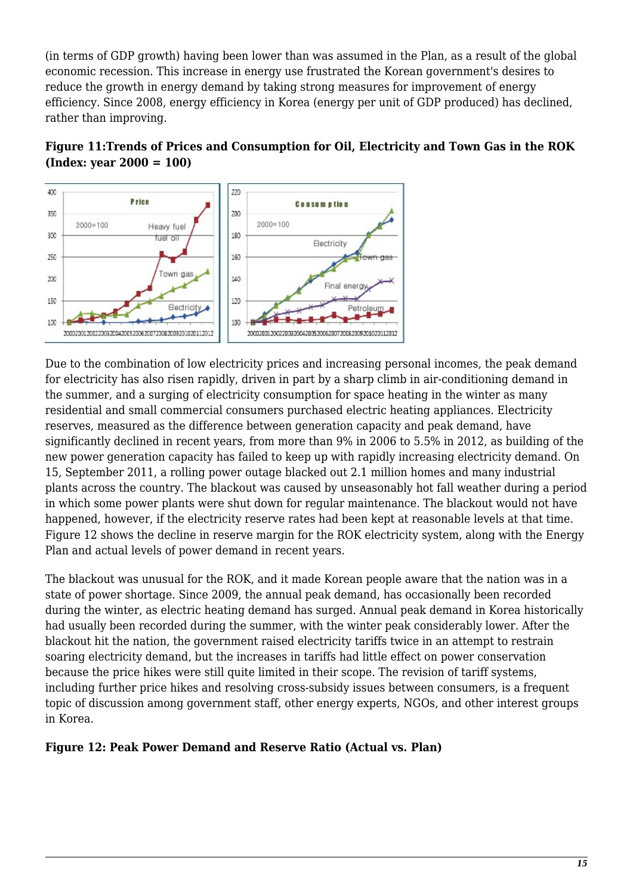(in terms of GDP growth) having been lower than was assumed in the Plan, as a result of the global economic recession. This increase in energy use frustrated the Korean government's desires to reduce the growth in energy demand by taking strong measures for improvement of energy efficiency. Since 2008, energy efficiency in Korea (energy per unit of GDP produced) has declined, rather than improving.

**Figure 11:Trends of Prices and Consumption for Oil, Electricity and Town Gas in the ROK (Index: year 2000 = 100)**

Due to the combination of low electricity prices and increasing personal incomes, the peak demand for electricity has also risen rapidly, driven in part by a sharp climb in air-conditioning demand in the summer, and a surging of electricity consumption for space heating in the winter as many residential and small commercial consumers purchased electric heating appliances. Electricity reserves, measured as the difference between generation capacity and peak demand, have significantly declined in recent years, from more than 9% in 2006 to 5.5% in 2012, as building of the new power generation capacity has failed to keep up with rapidly increasing electricity demand. On 15, September 2011, a rolling power outage blacked out 2.1 million homes and many industrial plants across the country. The blackout was caused by unseasonably hot fall weather during a period in which some power plants were shut down for regular maintenance. The blackout would not have happened, however, if the electricity reserve rates had been kept at reasonable levels at that time. Figure 12 shows the decline in reserve margin for the ROK electricity system, along with the Energy Plan and actual levels of power demand in recent years.

The blackout was unusual for the ROK, and it made Korean people aware that the nation was in a state of power shortage. Since 2009, the annual peak demand, has occasionally been recorded during the winter, as electric heating demand has surged. Annual peak demand in Korea historically had usually been recorded during the summer, with the winter peak considerably lower. After the blackout hit the nation, the government raised electricity tariffs twice in an attempt to restrain soaring electricity demand, but the increases in tariffs had little effect on power conservation because the price hikes were still quite limited in their scope. The revision of tariff systems, including further price hikes and resolving cross-subsidy issues between consumers, is a frequent topic of discussion among government staff, other energy experts, NGOs, and other interest groups in Korea.

**Figure 12: Peak Power Demand and Reserve Ratio (Actual vs. Plan)**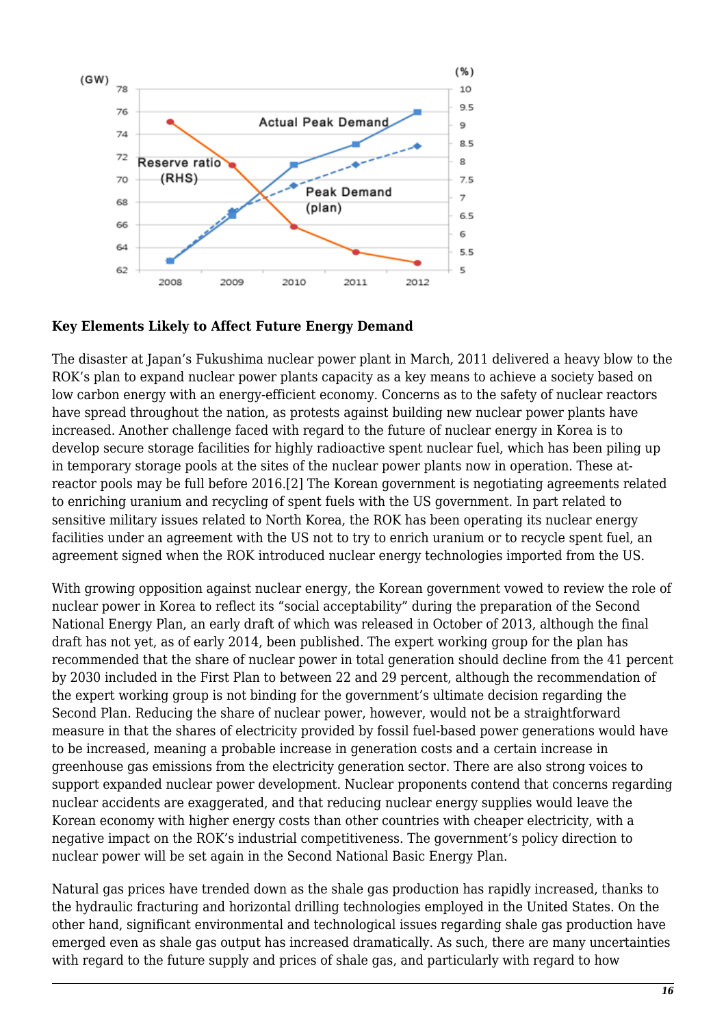(GW)

(%)

Actual Peak Demand

Reserve ratio (RHS)

Peak Demand (plan)

**Key Elements Likely to Affect Future Energy Demand**

The disaster at Japan's Fukushima nuclear power plant in March, 2011 delivered a heavy blow to the ROK's plan to expand nuclear power plants capacity as a key means to achieve a society based on low carbon energy with an energy-efficient economy. Concerns as to the safety of nuclear reactors have spread throughout the nation, as protests against building new nuclear power plants have increased. Another challenge faced with regard to the future of nuclear energy in Korea is to develop secure storage facilities for highly radioactive spent nuclear fuel, which has been piling up in temporary storage pools at the sites of the nuclear power plants now in operation. These at-reactor pools may be full before 2016.[2] The Korean government is negotiating agreements related to enriching uranium and recycling of spent fuels with the US government. In part related to sensitive military issues related to North Korea, the ROK has been operating its nuclear energy facilities under an agreement with the US not to try to enrich uranium or to recycle spent fuel, an agreement signed when the ROK introduced nuclear energy technologies imported from the US.

With growing opposition against nuclear energy, the Korean government vowed to review the role of nuclear power in Korea to reflect its "social acceptability" during the preparation of the Second National Energy Plan, an early draft of which was released in October of 2013, although the final draft has not yet, as of early 2014, been published. The expert working group for the plan has recommended that the share of nuclear power in total generation should decline from the 41 percent by 2030 included in the First Plan to between 22 and 29 percent, although the recommendation of the expert working group is not binding for the government's ultimate decision regarding the Second Plan. Reducing the share of nuclear power, however, would not be a straightforward measure in that the shares of electricity provided by fossil fuel-based power generations would have to be increased, meaning a probable increase in generation costs and a certain increase in greenhouse gas emissions from the electricity generation sector. There are also strong voices to support expanded nuclear power development. Nuclear proponents contend that concerns regarding nuclear accidents are exaggerated, and that reducing nuclear energy supplies would leave the Korean economy with higher energy costs than other countries with cheaper electricity, with a negative impact on the ROK's industrial competitiveness. The government's policy direction to nuclear power will be set again in the Second National Basic Energy Plan.

Natural gas prices have trended down as the shale gas production has rapidly increased, thanks to the hydraulic fracturing and horizontal drilling technologies employed in the United States. On the other hand, significant environmental and technological issues regarding shale gas production have emerged even as shale gas output has increased dramatically. As such, there are many uncertainties with regard to the future supply and prices of shale gas, and particularly with regard to how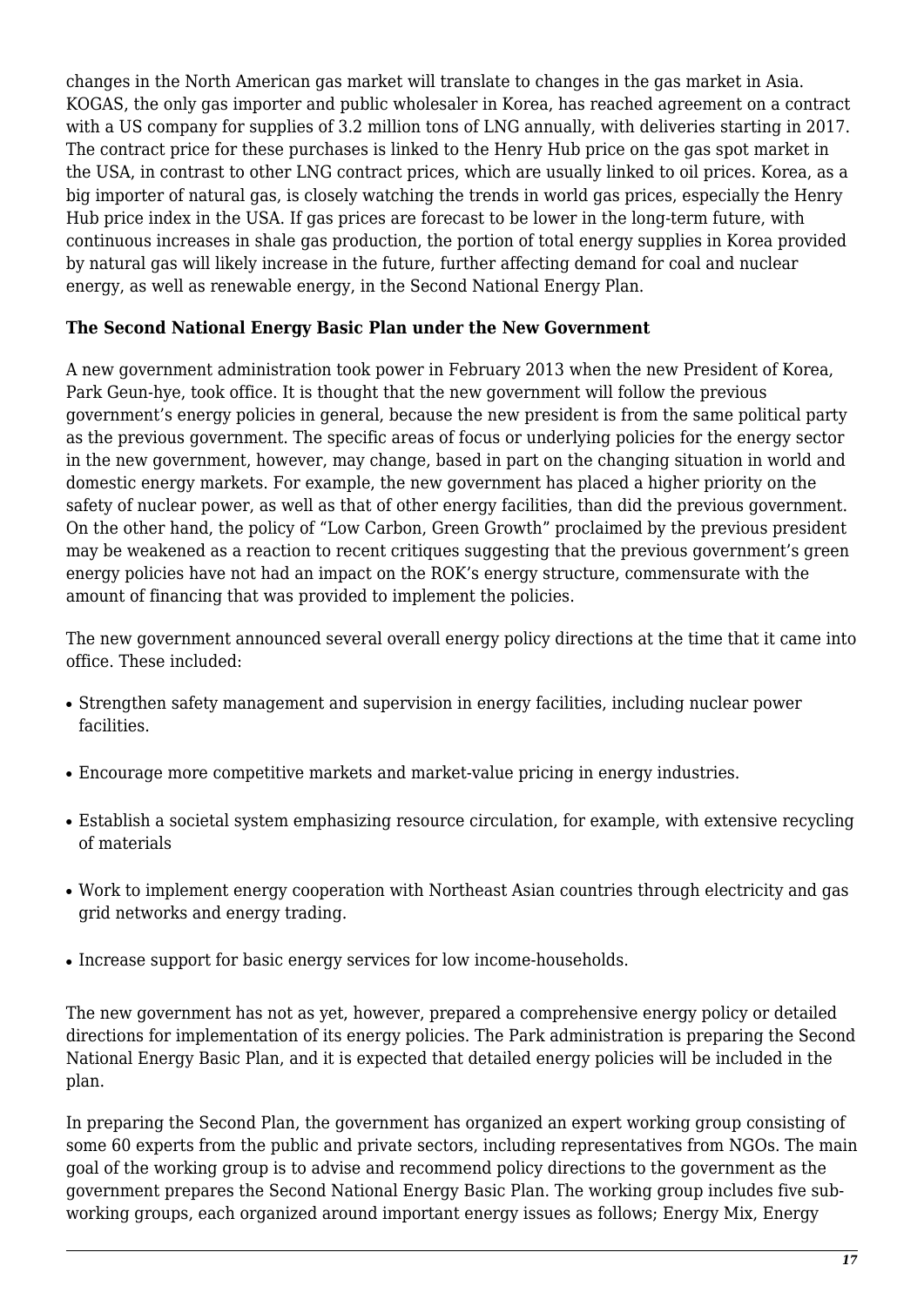changes in the North American gas market will translate to changes in the gas market in Asia. KOGAS, the only gas importer and public wholesaler in Korea, has reached agreement on a contract with a US company for supplies of 3.2 million tons of LNG annually, with deliveries starting in 2017. The contract price for these purchases is linked to the Henry Hub price on the gas spot market in the USA, in contrast to other LNG contract prices, which are usually linked to oil prices. Korea, as a big importer of natural gas, is closely watching the trends in world gas prices, especially the Henry Hub price index in the USA. If gas prices are forecast to be lower in the long-term future, with continuous increases in shale gas production, the portion of total energy supplies in Korea provided by natural gas will likely increase in the future, further affecting demand for coal and nuclear energy, as well as renewable energy, in the Second National Energy Plan.

**The Second National Energy Basic Plan under the New Government**

A new government administration took power in February 2013 when the new President of Korea, Park Geun-hye, took office. It is thought that the new government will follow the previous government's energy policies in general, because the new president is from the same political party as the previous government. The specific areas of focus or underlying policies for the energy sector in the new government, however, may change, based in part on the changing situation in world and domestic energy markets. For example, the new government has placed a higher priority on the safety of nuclear power, as well as that of other energy facilities, than did the previous government. On the other hand, the policy of "Low Carbon, Green Growth" proclaimed by the previous president may be weakened as a reaction to recent critiques suggesting that the previous government's green energy policies have not had an impact on the ROK's energy structure, commensurate with the amount of financing that was provided to implement the policies.

The new government announced several overall energy policy directions at the time that it came into office. These included:

- Strengthen safety management and supervision in energy facilities, including nuclear power facilities.
- Encourage more competitive markets and market-value pricing in energy industries.
- Establish a societal system emphasizing resource circulation, for example, with extensive recycling of materials
- Work to implement energy cooperation with Northeast Asian countries through electricity and gas grid networks and energy trading.
- Increase support for basic energy services for low income-households.

The new government has not as yet, however, prepared a comprehensive energy policy or detailed directions for implementation of its energy policies. The Park administration is preparing the Second National Energy Basic Plan, and it is expected that detailed energy policies will be included in the plan.

In preparing the Second Plan, the government has organized an expert working group consisting of some 60 experts from the public and private sectors, including representatives from NGOs. The main goal of the working group is to advise and recommend policy directions to the government as the government prepares the Second National Energy Basic Plan. The working group includes five sub-working groups, each organized around important energy issues as follows; Energy Mix, Energy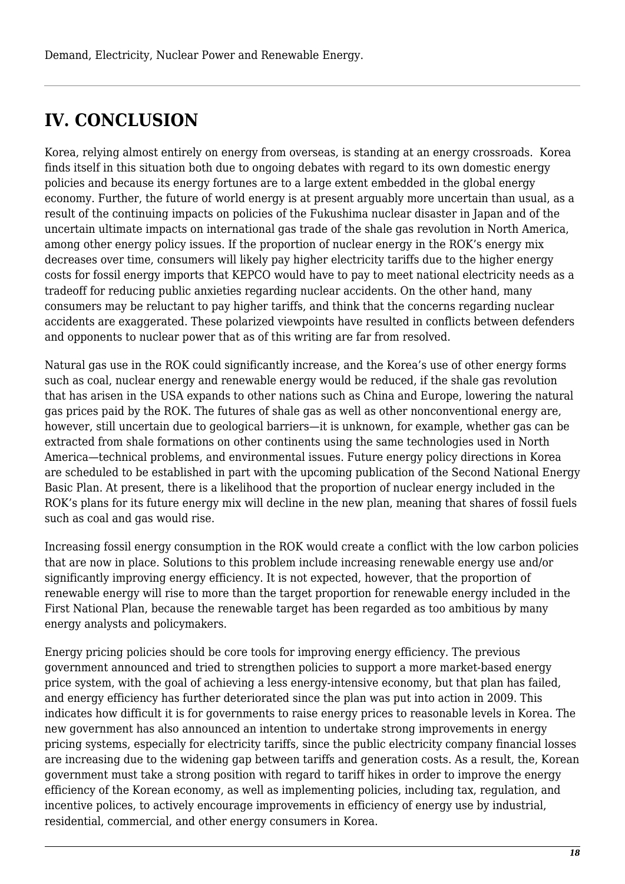Demand, Electricity, Nuclear Power and Renewable Energy.

## IV. CONCLUSION

Korea, relying almost entirely on energy from overseas, is standing at an energy crossroads. Korea finds itself in this situation both due to ongoing debates with regard to its own domestic energy policies and because its energy fortunes are to a large extent embedded in the global energy economy. Further, the future of world energy is at present arguably more uncertain than usual, as a result of the continuing impacts on policies of the Fukushima nuclear disaster in Japan and of the uncertain ultimate impacts on international gas trade of the shale gas revolution in North America, among other energy policy issues. If the proportion of nuclear energy in the ROK's energy mix decreases over time, consumers will likely pay higher electricity tariffs due to the higher energy costs for fossil energy imports that KEPCO would have to pay to meet national electricity needs as a tradeoff for reducing public anxieties regarding nuclear accidents. On the other hand, many consumers may be reluctant to pay higher tariffs, and think that the concerns regarding nuclear accidents are exaggerated. These polarized viewpoints have resulted in conflicts between defenders and opponents to nuclear power that as of this writing are far from resolved.

Natural gas use in the ROK could significantly increase, and the Korea's use of other energy forms such as coal, nuclear energy and renewable energy would be reduced, if the shale gas revolution that has arisen in the USA expands to other nations such as China and Europe, lowering the natural gas prices paid by the ROK. The futures of shale gas as well as other nonconventional energy are, however, still uncertain due to geological barriers—it is unknown, for example, whether gas can be extracted from shale formations on other continents using the same technologies used in North America—technical problems, and environmental issues. Future energy policy directions in Korea are scheduled to be established in part with the upcoming publication of the Second National Energy Basic Plan. At present, there is a likelihood that the proportion of nuclear energy included in the ROK's plans for its future energy mix will decline in the new plan, meaning that shares of fossil fuels such as coal and gas would rise.

Increasing fossil energy consumption in the ROK would create a conflict with the low carbon policies that are now in place. Solutions to this problem include increasing renewable energy use and/or significantly improving energy efficiency. It is not expected, however, that the proportion of renewable energy will rise to more than the target proportion for renewable energy included in the First National Plan, because the renewable target has been regarded as too ambitious by many energy analysts and policymakers.

Energy pricing policies should be core tools for improving energy efficiency. The previous government announced and tried to strengthen policies to support a more market-based energy price system, with the goal of achieving a less energy-intensive economy, but that plan has failed, and energy efficiency has further deteriorated since the plan was put into action in 2009. This indicates how difficult it is for governments to raise energy prices to reasonable levels in Korea. The new government has also announced an intention to undertake strong improvements in energy pricing systems, especially for electricity tariffs, since the public electricity company financial losses are increasing due to the widening gap between tariffs and generation costs. As a result, the, Korean government must take a strong position with regard to tariff hikes in order to improve the energy efficiency of the Korean economy, as well as implementing policies, including tax, regulation, and incentive polices, to actively encourage improvements in efficiency of energy use by industrial, residential, commercial, and other energy consumers in Korea.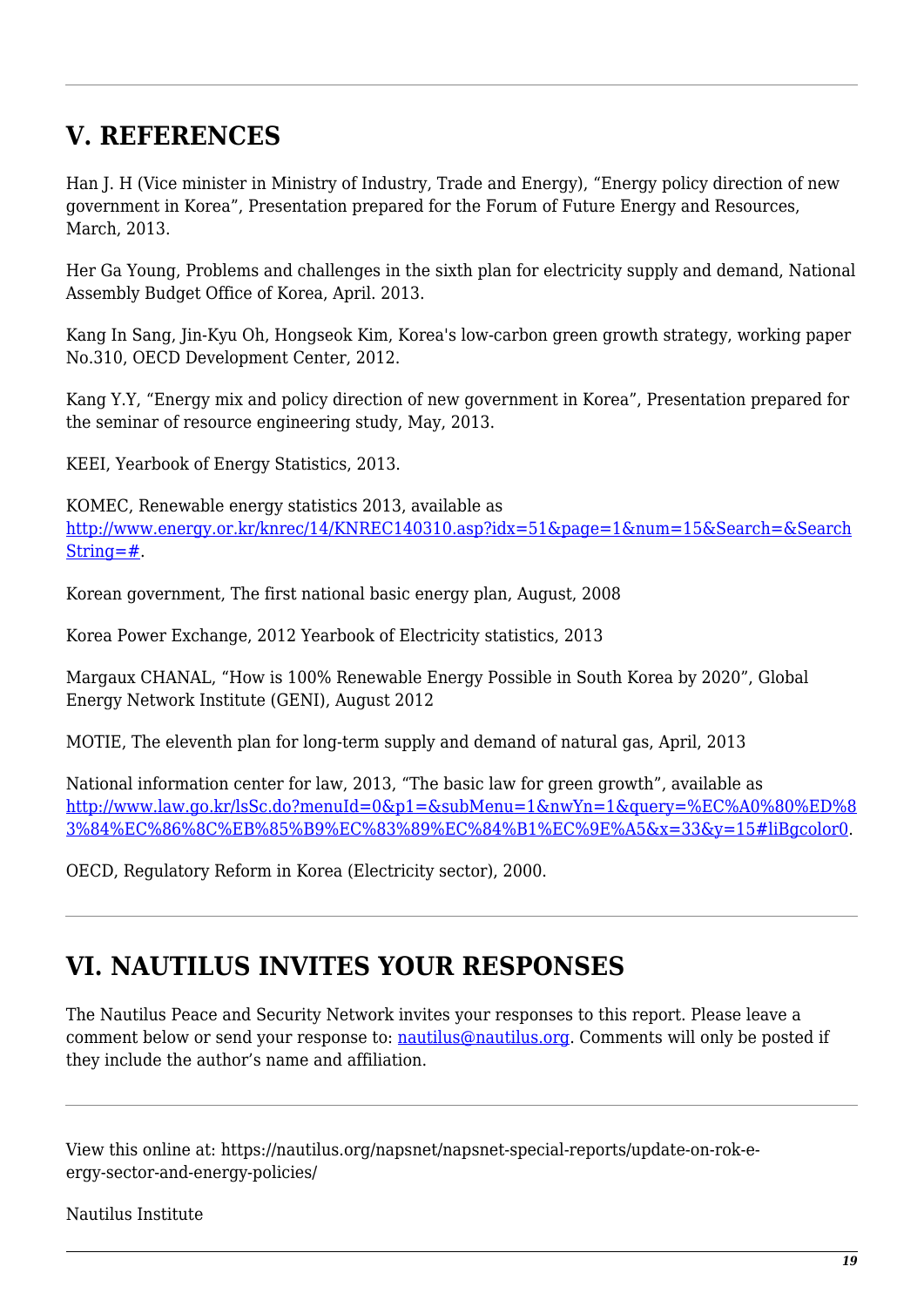## V. REFERENCES

Han J. H (Vice minister in Ministry of Industry, Trade and Energy), "Energy policy direction of new government in Korea", Presentation prepared for the Forum of Future Energy and Resources, March, 2013.

Her Ga Young, Problems and challenges in the sixth plan for electricity supply and demand, National Assembly Budget Office of Korea, April. 2013.

Kang In Sang, Jin-Kyu Oh, Hongseok Kim, Korea's low-carbon green growth strategy, working paper No.310, OECD Development Center, 2012.

Kang Y.Y, "Energy mix and policy direction of new government in Korea", Presentation prepared for the seminar of resource engineering study, May, 2013.

KEEI, Yearbook of Energy Statistics, 2013.

KOMEC, Renewable energy statistics 2013, available as [http://www.energy.or.kr/knrec/14/KNREC140310.asp?idx=51&page=1&num=15&Search=&SearchString=#](http://www.energy.or.kr/knrec/14/KNREC140310.asp?idx=51&page=1&num=15&Search=&SearchString=#).

Korean government, The first national basic energy plan, August, 2008

Korea Power Exchange, 2012 Yearbook of Electricity statistics, 2013

Margaux CHANAL, "How is 100% Renewable Energy Possible in South Korea by 2020", Global Energy Network Institute (GENI), August 2012

MOTIE, The eleventh plan for long-term supply and demand of natural gas, April, 2013

National information center for law, 2013, "The basic law for green growth", available as [http://www.law.go.kr/lsSc.do?menuId=0&p1=&subMenu=1&nwYn=1&query=%EC%A0%80%ED%83%84%EC%86%8C%EB%85%B9%EC%83%89%EC%84%B1%EC%9E%A5&x=33&y=15#liBgcolor0](http://www.law.go.kr/lsSc.do?menuId=0&p1=&subMenu=1&nwYn=1&query=%EC%A0%80%ED%83%84%EC%86%8C%EB%85%B9%EC%83%89%EC%84%B1%EC%9E%A5&x=33&y=15#liBgcolor0).

OECD, Regulatory Reform in Korea (Electricity sector), 2000.

## VI. NAUTILUS INVITES YOUR RESPONSES

The Nautilus Peace and Security Network invites your responses to this report. Please leave a comment below or send your response to: [nautilus@nautilus.org](mailto:nautilus@nautilus.org). Comments will only be posted if they include the author's name and affiliation.

View this online at: https://nautilus.org/napsnet/napsnet-special-reports/update-on-rok-energy-sector-and-energy-policies/

Nautilus Institute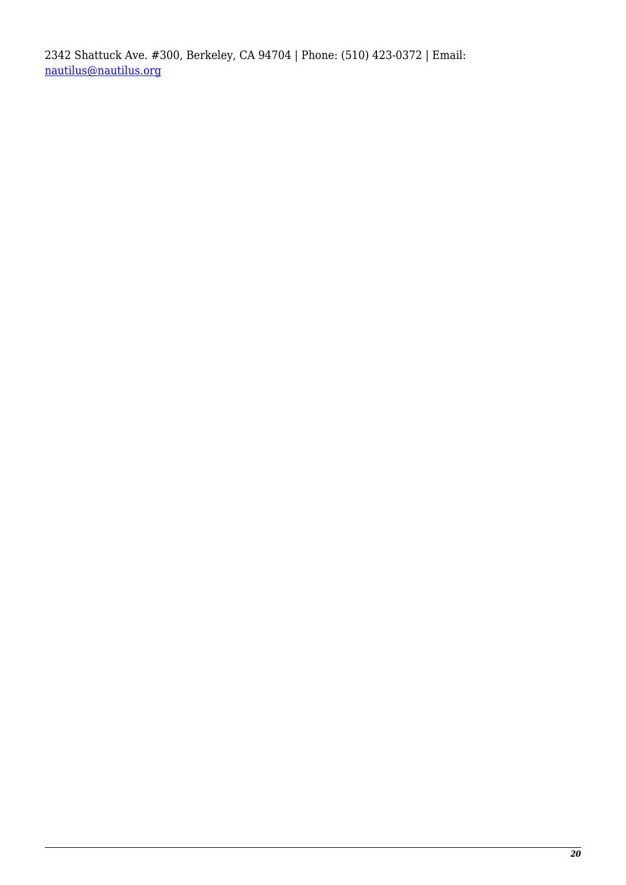2342 Shattuck Ave. #300, Berkeley, CA 94704 | Phone: (510) 423-0372 | Email: [nautilus@nautilus.org](mailto:nautilus@nautilus.org)